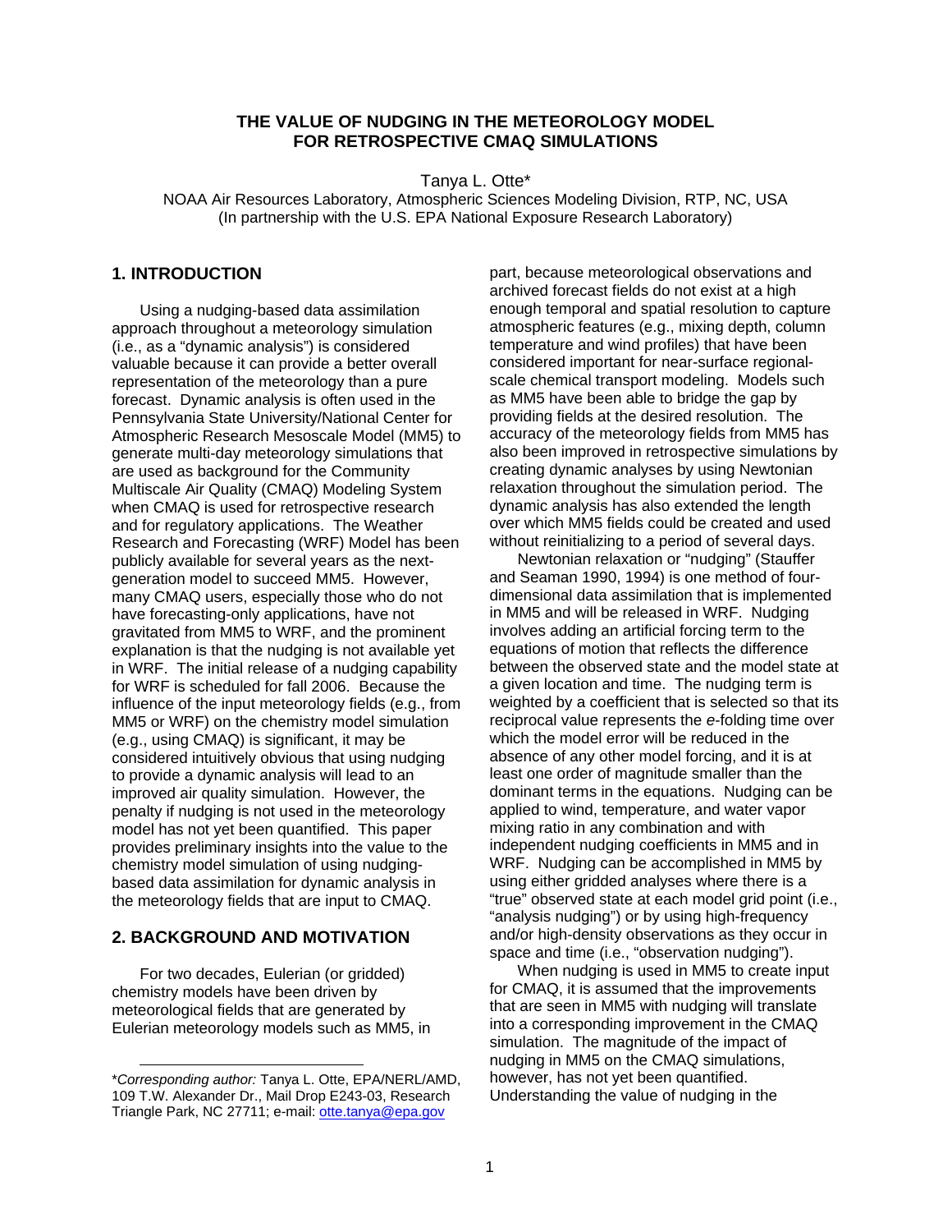# THE VALUE OF NUDGING IN THE METEOROLOGY MODEL FOR RETROSPECTIVE CMAQ SIMULATIONS

Tanya L. Otte*

NOAA Air Resources Laboratory, Atmospheric Sciences Modeling Division, RTP, NC, USA
(In partnership with the U.S. EPA National Exposure Research Laboratory)

## 1. INTRODUCTION

Using a nudging-based data assimilation approach throughout a meteorology simulation (i.e., as a "dynamic analysis") is considered valuable because it can provide a better overall representation of the meteorology than a pure forecast. Dynamic analysis is often used in the Pennsylvania State University/National Center for Atmospheric Research Mesoscale Model (MM5) to generate multi-day meteorology simulations that are used as background for the Community Multiscale Air Quality (CMAQ) Modeling System when CMAQ is used for retrospective research and for regulatory applications. The Weather Research and Forecasting (WRF) Model has been publicly available for several years as the next-generation model to succeed MM5. However, many CMAQ users, especially those who do not have forecasting-only applications, have not gravitated from MM5 to WRF, and the prominent explanation is that the nudging is not available yet in WRF. The initial release of a nudging capability for WRF is scheduled for fall 2006. Because the influence of the input meteorology fields (e.g., from MM5 or WRF) on the chemistry model simulation (e.g., using CMAQ) is significant, it may be considered intuitively obvious that using nudging to provide a dynamic analysis will lead to an improved air quality simulation. However, the penalty if nudging is not used in the meteorology model has not yet been quantified. This paper provides preliminary insights into the value to the chemistry model simulation of using nudging-based data assimilation for dynamic analysis in the meteorology fields that are input to CMAQ.

## 2. BACKGROUND AND MOTIVATION

For two decades, Eulerian (or gridded) chemistry models have been driven by meteorological fields that are generated by Eulerian meteorology models such as MM5, in part, because meteorological observations and archived forecast fields do not exist at a high enough temporal and spatial resolution to capture atmospheric features (e.g., mixing depth, column temperature and wind profiles) that have been considered important for near-surface regional-scale chemical transport modeling. Models such as MM5 have been able to bridge the gap by providing fields at the desired resolution. The accuracy of the meteorology fields from MM5 has also been improved in retrospective simulations by creating dynamic analyses by using Newtonian relaxation throughout the simulation period. The dynamic analysis has also extended the length over which MM5 fields could be created and used without reinitializing to a period of several days.

Newtonian relaxation or "nudging" (Stauffer and Seaman 1990, 1994) is one method of four-dimensional data assimilation that is implemented in MM5 and will be released in WRF. Nudging involves adding an artificial forcing term to the equations of motion that reflects the difference between the observed state and the model state at a given location and time. The nudging term is weighted by a coefficient that is selected so that its reciprocal value represents the *e*-folding time over which the model error will be reduced in the absence of any other model forcing, and it is at least one order of magnitude smaller than the dominant terms in the equations. Nudging can be applied to wind, temperature, and water vapor mixing ratio in any combination and with independent nudging coefficients in MM5 and in WRF. Nudging can be accomplished in MM5 by using either gridded analyses where there is a "true" observed state at each model grid point (i.e., "analysis nudging") or by using high-frequency and/or high-density observations as they occur in space and time (i.e., "observation nudging").

When nudging is used in MM5 to create input for CMAQ, it is assumed that the improvements that are seen in MM5 with nudging will translate into a corresponding improvement in the CMAQ simulation. The magnitude of the impact of nudging in MM5 on the CMAQ simulations, however, has not yet been quantified. Understanding the value of nudging in the

---

\**Corresponding author:* Tanya L. Otte, EPA/NERL/AMD, 109 T.W. Alexander Dr., Mail Drop E243-03, Research Triangle Park, NC 27711; e-mail: otte.tanya@epa.gov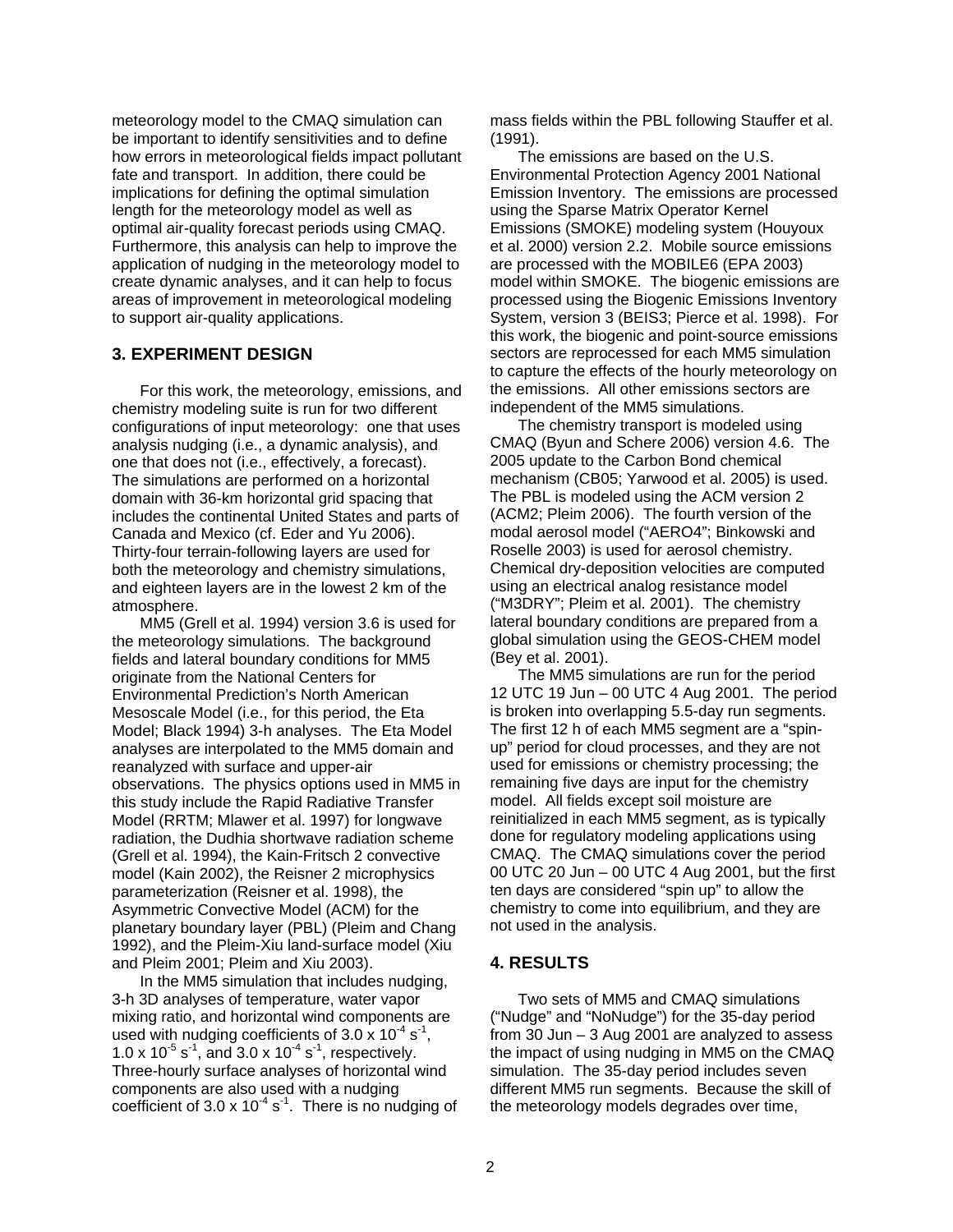meteorology model to the CMAQ simulation can be important to identify sensitivities and to define how errors in meteorological fields impact pollutant fate and transport. In addition, there could be implications for defining the optimal simulation length for the meteorology model as well as optimal air-quality forecast periods using CMAQ. Furthermore, this analysis can help to improve the application of nudging in the meteorology model to create dynamic analyses, and it can help to focus areas of improvement in meteorological modeling to support air-quality applications.

## 3. EXPERIMENT DESIGN

For this work, the meteorology, emissions, and chemistry modeling suite is run for two different configurations of input meteorology: one that uses analysis nudging (i.e., a dynamic analysis), and one that does not (i.e., effectively, a forecast). The simulations are performed on a horizontal domain with 36-km horizontal grid spacing that includes the continental United States and parts of Canada and Mexico (cf. Eder and Yu 2006). Thirty-four terrain-following layers are used for both the meteorology and chemistry simulations, and eighteen layers are in the lowest 2 km of the atmosphere.

MM5 (Grell et al. 1994) version 3.6 is used for the meteorology simulations. The background fields and lateral boundary conditions for MM5 originate from the National Centers for Environmental Prediction's North American Mesoscale Model (i.e., for this period, the Eta Model; Black 1994) 3-h analyses. The Eta Model analyses are interpolated to the MM5 domain and reanalyzed with surface and upper-air observations. The physics options used in MM5 in this study include the Rapid Radiative Transfer Model (RRTM; Mlawer et al. 1997) for longwave radiation, the Dudhia shortwave radiation scheme (Grell et al. 1994), the Kain-Fritsch 2 convective model (Kain 2002), the Reisner 2 microphysics parameterization (Reisner et al. 1998), the Asymmetric Convective Model (ACM) for the planetary boundary layer (PBL) (Pleim and Chang 1992), and the Pleim-Xiu land-surface model (Xiu and Pleim 2001; Pleim and Xiu 2003).

In the MM5 simulation that includes nudging, 3-h 3D analyses of temperature, water vapor mixing ratio, and horizontal wind components are used with nudging coefficients of $3.0 \times 10^{-4}$ s$^{-1}$, $1.0 \times 10^{-5}$ s$^{-1}$, and $3.0 \times 10^{-4}$ s$^{-1}$, respectively. Three-hourly surface analyses of horizontal wind components are also used with a nudging coefficient of $3.0 \times 10^{-4}$ s$^{-1}$. There is no nudging of mass fields within the PBL following Stauffer et al. (1991).

The emissions are based on the U.S. Environmental Protection Agency 2001 National Emission Inventory. The emissions are processed using the Sparse Matrix Operator Kernel Emissions (SMOKE) modeling system (Houyoux et al. 2000) version 2.2. Mobile source emissions are processed with the MOBILE6 (EPA 2003) model within SMOKE. The biogenic emissions are processed using the Biogenic Emissions Inventory System, version 3 (BEIS3; Pierce et al. 1998). For this work, the biogenic and point-source emissions sectors are reprocessed for each MM5 simulation to capture the effects of the hourly meteorology on the emissions. All other emissions sectors are independent of the MM5 simulations.

The chemistry transport is modeled using CMAQ (Byun and Schere 2006) version 4.6. The 2005 update to the Carbon Bond chemical mechanism (CB05; Yarwood et al. 2005) is used. The PBL is modeled using the ACM version 2 (ACM2; Pleim 2006). The fourth version of the modal aerosol model ("AERO4"; Binkowski and Roselle 2003) is used for aerosol chemistry. Chemical dry-deposition velocities are computed using an electrical analog resistance model ("M3DRY"; Pleim et al. 2001). The chemistry lateral boundary conditions are prepared from a global simulation using the GEOS-CHEM model (Bey et al. 2001).

The MM5 simulations are run for the period 12 UTC 19 Jun – 00 UTC 4 Aug 2001. The period is broken into overlapping 5.5-day run segments. The first 12 h of each MM5 segment are a "spin-up" period for cloud processes, and they are not used for emissions or chemistry processing; the remaining five days are input for the chemistry model. All fields except soil moisture are reinitialized in each MM5 segment, as is typically done for regulatory modeling applications using CMAQ. The CMAQ simulations cover the period 00 UTC 20 Jun – 00 UTC 4 Aug 2001, but the first ten days are considered "spin up" to allow the chemistry to come into equilibrium, and they are not used in the analysis.

## 4. RESULTS

Two sets of MM5 and CMAQ simulations ("Nudge" and "NoNudge") for the 35-day period from 30 Jun – 3 Aug 2001 are analyzed to assess the impact of using nudging in MM5 on the CMAQ simulation. The 35-day period includes seven different MM5 run segments. Because the skill of the meteorology models degrades over time,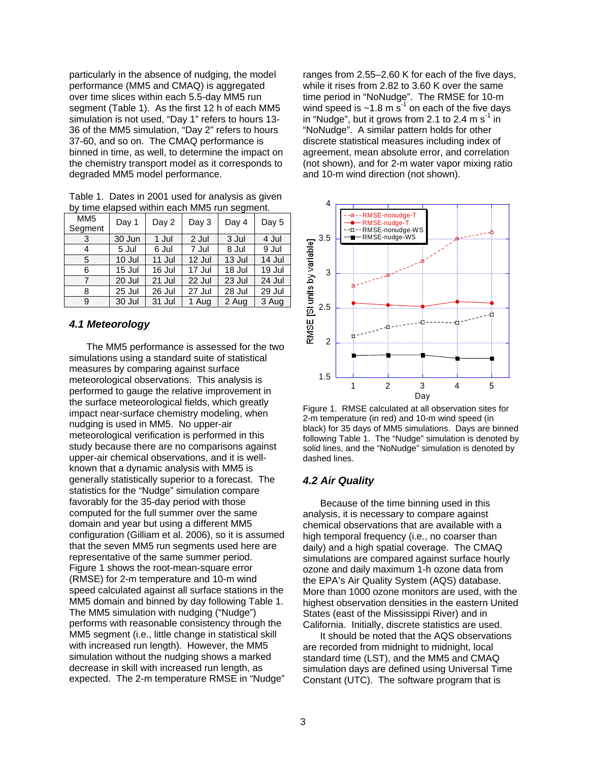particularly in the absence of nudging, the model performance (MM5 and CMAQ) is aggregated over time slices within each 5.5-day MM5 run segment (Table 1). As the first 12 h of each MM5 simulation is not used, "Day 1" refers to hours 13-36 of the MM5 simulation, "Day 2" refers to hours 37-60, and so on. The CMAQ performance is binned in time, as well, to determine the impact on the chemistry transport model as it corresponds to degraded MM5 model performance.

Table 1. Dates in 2001 used for analysis as given by time elapsed within each MM5 run segment.

| MM5 Segment | Day 1 | Day 2 | Day 3 | Day 4 | Day 5 |
|---|---|---|---|---|---|
| 3 | 30 Jun | 1 Jul | 2 Jul | 3 Jul | 4 Jul |
| 4 | 5 Jul | 6 Jul | 7 Jul | 8 Jul | 9 Jul |
| 5 | 10 Jul | 11 Jul | 12 Jul | 13 Jul | 14 Jul |
| 6 | 15 Jul | 16 Jul | 17 Jul | 18 Jul | 19 Jul |
| 7 | 20 Jul | 21 Jul | 22 Jul | 23 Jul | 24 Jul |
| 8 | 25 Jul | 26 Jul | 27 Jul | 28 Jul | 29 Jul |
| 9 | 30 Jul | 31 Jul | 1 Aug | 2 Aug | 3 Aug |

### *4.1 Meteorology*

The MM5 performance is assessed for the two simulations using a standard suite of statistical measures by comparing against surface meteorological observations. This analysis is performed to gauge the relative improvement in the surface meteorological fields, which greatly impact near-surface chemistry modeling, when nudging is used in MM5. No upper-air meteorological verification is performed in this study because there are no comparisons against upper-air chemical observations, and it is well-known that a dynamic analysis with MM5 is generally statistically superior to a forecast. The statistics for the "Nudge" simulation compare favorably for the 35-day period with those computed for the full summer over the same domain and year but using a different MM5 configuration (Gilliam et al. 2006), so it is assumed that the seven MM5 run segments used here are representative of the same summer period. Figure 1 shows the root-mean-square error (RMSE) for 2-m temperature and 10-m wind speed calculated against all surface stations in the MM5 domain and binned by day following Table 1. The MM5 simulation with nudging ("Nudge") performs with reasonable consistency through the MM5 segment (i.e., little change in statistical skill with increased run length). However, the MM5 simulation without the nudging shows a marked decrease in skill with increased run length, as expected. The 2-m temperature RMSE in "Nudge" ranges from 2.55–2.60 K for each of the five days, while it rises from 2.82 to 3.60 K over the same time period in "NoNudge". The RMSE for 10-m wind speed is ~1.8 m s$^{-1}$ on each of the five days in "Nudge", but it grows from 2.1 to 2.4 m s$^{-1}$ in "NoNudge". A similar pattern holds for other discrete statistical measures including index of agreement, mean absolute error, and correlation (not shown), and for 2-m water vapor mixing ratio and 10-m wind direction (not shown).

Figure 1. RMSE calculated at all observation sites for 2-m temperature (in red) and 10-m wind speed (in black) for 35 days of MM5 simulations. Days are binned following Table 1. The "Nudge" simulation is denoted by solid lines, and the "NoNudge" simulation is denoted by dashed lines.

### *4.2 Air Quality*

Because of the time binning used in this analysis, it is necessary to compare against chemical observations that are available with a high temporal frequency (i.e., no coarser than daily) and a high spatial coverage. The CMAQ simulations are compared against surface hourly ozone and daily maximum 1-h ozone data from the EPA's Air Quality System (AQS) database. More than 1000 ozone monitors are used, with the highest observation densities in the eastern United States (east of the Mississippi River) and in California. Initially, discrete statistics are used.

It should be noted that the AQS observations are recorded from midnight to midnight, local standard time (LST), and the MM5 and CMAQ simulation days are defined using Universal Time Constant (UTC). The software program that is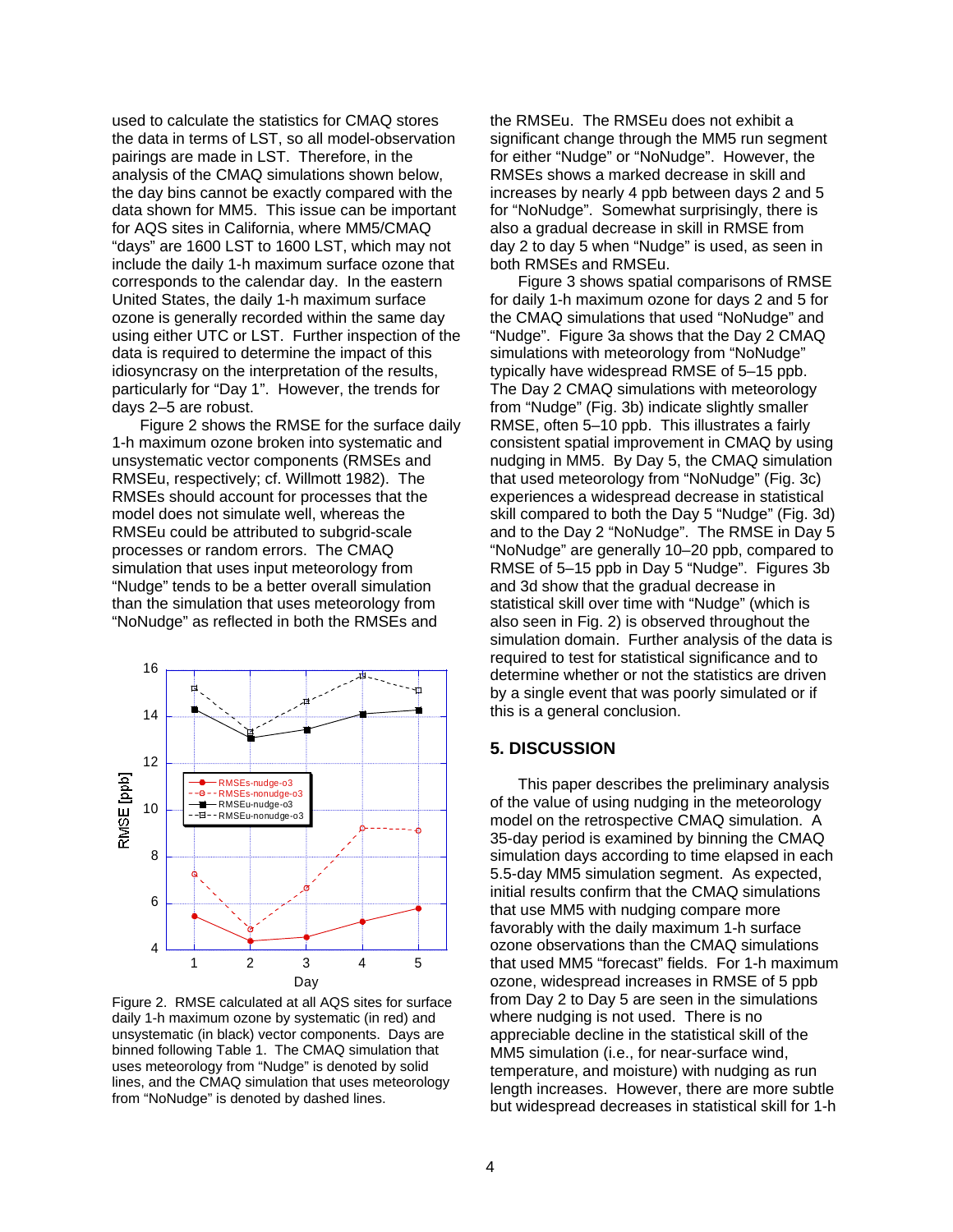used to calculate the statistics for CMAQ stores the data in terms of LST, so all model-observation pairings are made in LST. Therefore, in the analysis of the CMAQ simulations shown below, the day bins cannot be exactly compared with the data shown for MM5. This issue can be important for AQS sites in California, where MM5/CMAQ "days" are 1600 LST to 1600 LST, which may not include the daily 1-h maximum surface ozone that corresponds to the calendar day. In the eastern United States, the daily 1-h maximum surface ozone is generally recorded within the same day using either UTC or LST. Further inspection of the data is required to determine the impact of this idiosyncrasy on the interpretation of the results, particularly for "Day 1". However, the trends for days 2–5 are robust.

Figure 2 shows the RMSE for the surface daily 1-h maximum ozone broken into systematic and unsystematic vector components (RMSEs and RMSEu, respectively; cf. Willmott 1982). The RMSEs should account for processes that the model does not simulate well, whereas the RMSEu could be attributed to subgrid-scale processes or random errors. The CMAQ simulation that uses input meteorology from "Nudge" tends to be a better overall simulation than the simulation that uses meteorology from "NoNudge" as reflected in both the RMSEs and the RMSEu. The RMSEu does not exhibit a significant change through the MM5 run segment for either "Nudge" or "NoNudge". However, the RMSEs shows a marked decrease in skill and increases by nearly 4 ppb between days 2 and 5 for "NoNudge". Somewhat surprisingly, there is also a gradual decrease in skill in RMSE from day 2 to day 5 when "Nudge" is used, as seen in both RMSEs and RMSEu.

Figure 2. RMSE calculated at all AQS sites for surface daily 1-h maximum ozone by systematic (in red) and unsystematic (in black) vector components. Days are binned following Table 1. The CMAQ simulation that uses meteorology from "Nudge" is denoted by solid lines, and the CMAQ simulation that uses meteorology from "NoNudge" is denoted by dashed lines.

Figure 3 shows spatial comparisons of RMSE for daily 1-h maximum ozone for days 2 and 5 for the CMAQ simulations that used "NoNudge" and "Nudge". Figure 3a shows that the Day 2 CMAQ simulations with meteorology from "NoNudge" typically have widespread RMSE of 5–15 ppb. The Day 2 CMAQ simulations with meteorology from "Nudge" (Fig. 3b) indicate slightly smaller RMSE, often 5–10 ppb. This illustrates a fairly consistent spatial improvement in CMAQ by using nudging in MM5. By Day 5, the CMAQ simulation that used meteorology from "NoNudge" (Fig. 3c) experiences a widespread decrease in statistical skill compared to both the Day 5 "Nudge" (Fig. 3d) and to the Day 2 "NoNudge". The RMSE in Day 5 "NoNudge" are generally 10–20 ppb, compared to RMSE of 5–15 ppb in Day 5 "Nudge". Figures 3b and 3d show that the gradual decrease in statistical skill over time with "Nudge" (which is also seen in Fig. 2) is observed throughout the simulation domain. Further analysis of the data is required to test for statistical significance and to determine whether or not the statistics are driven by a single event that was poorly simulated or if this is a general conclusion.

## 5. DISCUSSION

This paper describes the preliminary analysis of the value of using nudging in the meteorology model on the retrospective CMAQ simulation. A 35-day period is examined by binning the CMAQ simulation days according to time elapsed in each 5.5-day MM5 simulation segment. As expected, initial results confirm that the CMAQ simulations that use MM5 with nudging compare more favorably with the daily maximum 1-h surface ozone observations than the CMAQ simulations that used MM5 "forecast" fields. For 1-h maximum ozone, widespread increases in RMSE of 5 ppb from Day 2 to Day 5 are seen in the simulations where nudging is not used. There is no appreciable decline in the statistical skill of the MM5 simulation (i.e., for near-surface wind, temperature, and moisture) with nudging as run length increases. However, there are more subtle but widespread decreases in statistical skill for 1-h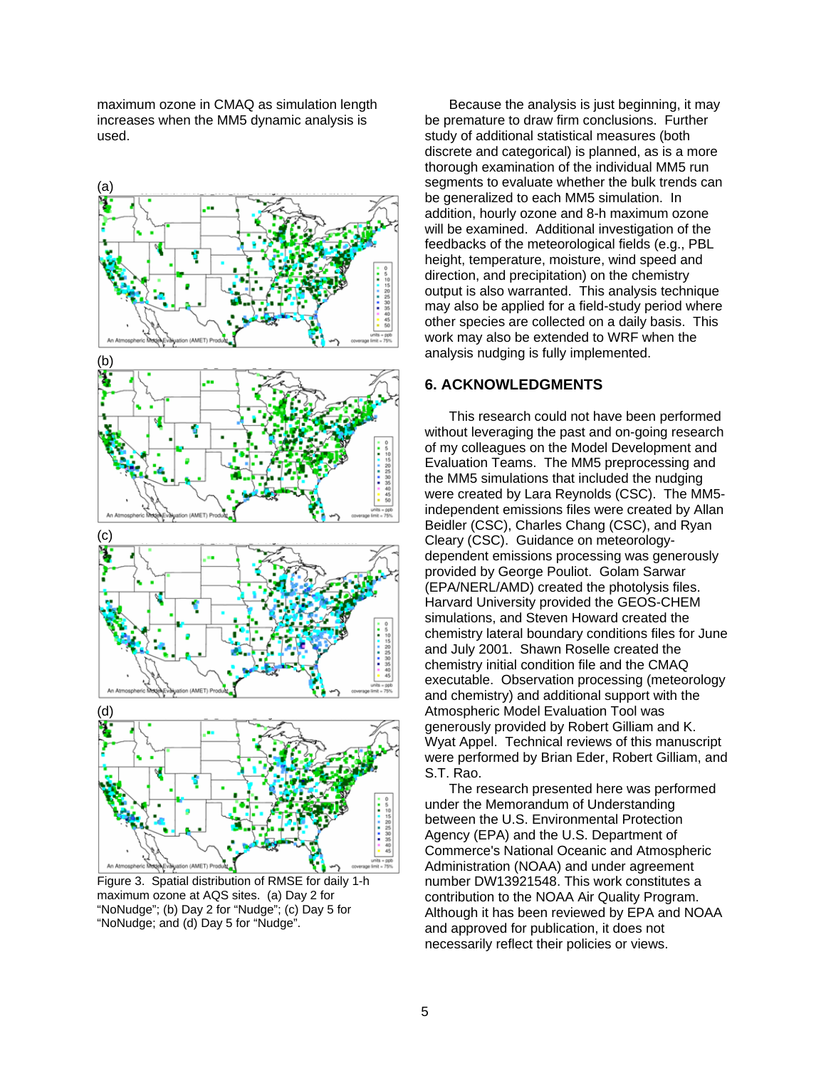maximum ozone in CMAQ as simulation length increases when the MM5 dynamic analysis is used.

Figure 3. Spatial distribution of RMSE for daily 1-h maximum ozone at AQS sites. (a) Day 2 for "NoNudge"; (b) Day 2 for "Nudge"; (c) Day 5 for "NoNudge; and (d) Day 5 for "Nudge".

Because the analysis is just beginning, it may be premature to draw firm conclusions. Further study of additional statistical measures (both discrete and categorical) is planned, as is a more thorough examination of the individual MM5 run segments to evaluate whether the bulk trends can be generalized to each MM5 simulation. In addition, hourly ozone and 8-h maximum ozone will be examined. Additional investigation of the feedbacks of the meteorological fields (e.g., PBL height, temperature, moisture, wind speed and direction, and precipitation) on the chemistry output is also warranted. This analysis technique may also be applied for a field-study period where other species are collected on a daily basis. This work may also be extended to WRF when the analysis nudging is fully implemented.

## 6. ACKNOWLEDGMENTS

This research could not have been performed without leveraging the past and on-going research of my colleagues on the Model Development and Evaluation Teams. The MM5 preprocessing and the MM5 simulations that included the nudging were created by Lara Reynolds (CSC). The MM5-independent emissions files were created by Allan Beidler (CSC), Charles Chang (CSC), and Ryan Cleary (CSC). Guidance on meteorology-dependent emissions processing was generously provided by George Pouliot. Golam Sarwar (EPA/NERL/AMD) created the photolysis files. Harvard University provided the GEOS-CHEM simulations, and Steven Howard created the chemistry lateral boundary conditions files for June and July 2001. Shawn Roselle created the chemistry initial condition file and the CMAQ executable. Observation processing (meteorology and chemistry) and additional support with the Atmospheric Model Evaluation Tool was generously provided by Robert Gilliam and K. Wyat Appel. Technical reviews of this manuscript were performed by Brian Eder, Robert Gilliam, and S.T. Rao.

The research presented here was performed under the Memorandum of Understanding between the U.S. Environmental Protection Agency (EPA) and the U.S. Department of Commerce's National Oceanic and Atmospheric Administration (NOAA) and under agreement number DW13921548. This work constitutes a contribution to the NOAA Air Quality Program. Although it has been reviewed by EPA and NOAA and approved for publication, it does not necessarily reflect their policies or views.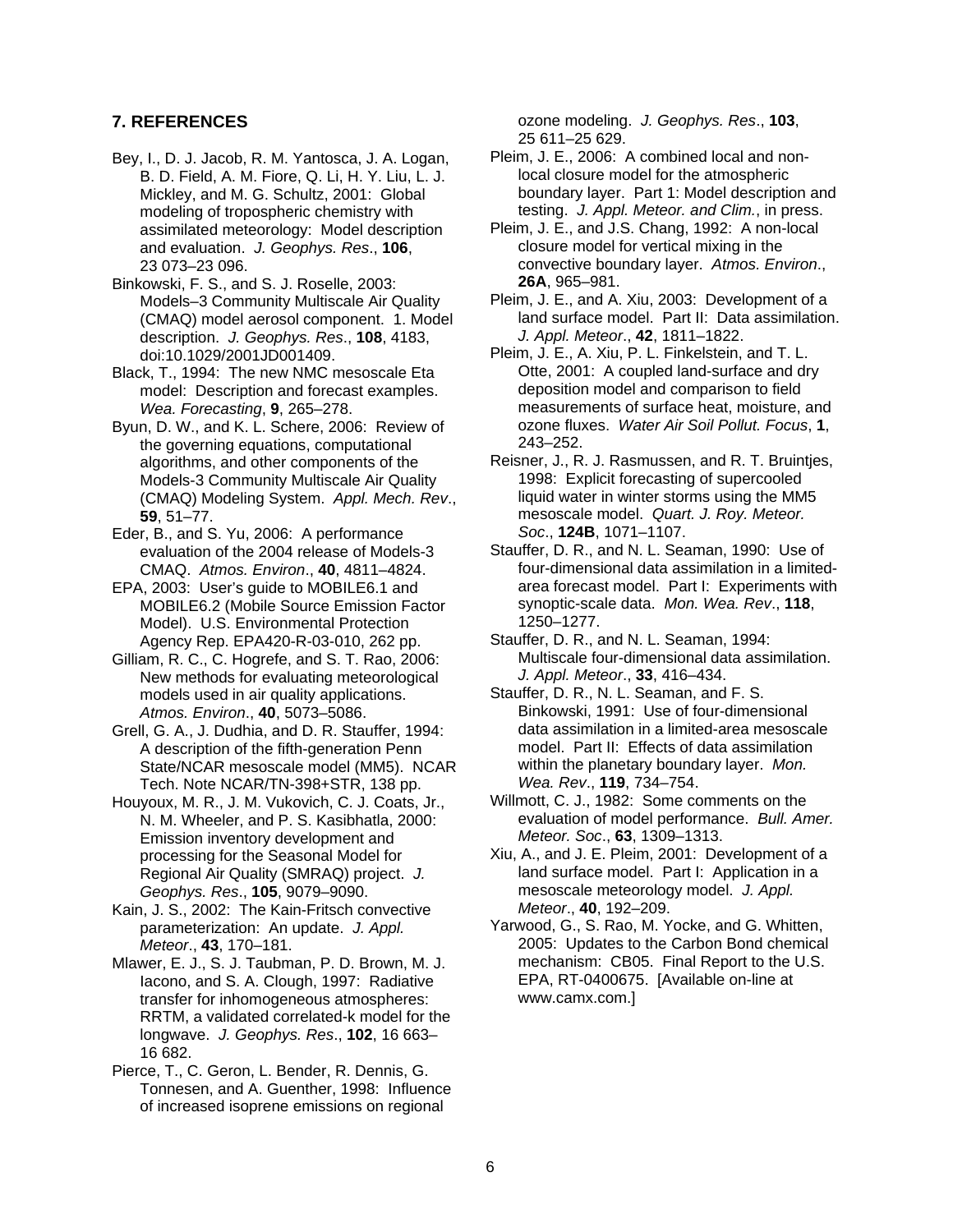## 7. REFERENCES

Bey, I., D. J. Jacob, R. M. Yantosca, J. A. Logan, B. D. Field, A. M. Fiore, Q. Li, H. Y. Liu, L. J. Mickley, and M. G. Schultz, 2001: Global modeling of tropospheric chemistry with assimilated meteorology: Model description and evaluation. *J. Geophys. Res*., **106**, 23 073–23 096.

Binkowski, F. S., and S. J. Roselle, 2003: Models–3 Community Multiscale Air Quality (CMAQ) model aerosol component. 1. Model description. *J. Geophys. Res*., **108**, 4183, doi:10.1029/2001JD001409.

Black, T., 1994: The new NMC mesoscale Eta model: Description and forecast examples. *Wea. Forecasting*, **9**, 265–278.

Byun, D. W., and K. L. Schere, 2006: Review of the governing equations, computational algorithms, and other components of the Models-3 Community Multiscale Air Quality (CMAQ) Modeling System. *Appl. Mech. Rev*., **59**, 51–77.

Eder, B., and S. Yu, 2006: A performance evaluation of the 2004 release of Models-3 CMAQ. *Atmos. Environ*., **40**, 4811–4824.

EPA, 2003: User's guide to MOBILE6.1 and MOBILE6.2 (Mobile Source Emission Factor Model). U.S. Environmental Protection Agency Rep. EPA420-R-03-010, 262 pp.

Gilliam, R. C., C. Hogrefe, and S. T. Rao, 2006: New methods for evaluating meteorological models used in air quality applications. *Atmos. Environ*., **40**, 5073–5086.

Grell, G. A., J. Dudhia, and D. R. Stauffer, 1994: A description of the fifth-generation Penn State/NCAR mesoscale model (MM5). NCAR Tech. Note NCAR/TN-398+STR, 138 pp.

Houyoux, M. R., J. M. Vukovich, C. J. Coats, Jr., N. M. Wheeler, and P. S. Kasibhatla, 2000: Emission inventory development and processing for the Seasonal Model for Regional Air Quality (SMRAQ) project. *J. Geophys. Res*., **105**, 9079–9090.

Kain, J. S., 2002: The Kain-Fritsch convective parameterization: An update. *J. Appl. Meteor*., **43**, 170–181.

Mlawer, E. J., S. J. Taubman, P. D. Brown, M. J. Iacono, and S. A. Clough, 1997: Radiative transfer for inhomogeneous atmospheres: RRTM, a validated correlated-k model for the longwave. *J. Geophys. Res*., **102**, 16 663–16 682.

Pierce, T., C. Geron, L. Bender, R. Dennis, G. Tonnesen, and A. Guenther, 1998: Influence of increased isoprene emissions on regional ozone modeling. *J. Geophys. Res*., **103**, 25 611–25 629.

Pleim, J. E., 2006: A combined local and non-local closure model for the atmospheric boundary layer. Part 1: Model description and testing. *J. Appl. Meteor. and Clim.*, in press.

Pleim, J. E., and J.S. Chang, 1992: A non-local closure model for vertical mixing in the convective boundary layer. *Atmos. Environ*., **26A**, 965–981.

Pleim, J. E., and A. Xiu, 2003: Development of a land surface model. Part II: Data assimilation. *J. Appl. Meteor*., **42**, 1811–1822.

Pleim, J. E., A. Xiu, P. L. Finkelstein, and T. L. Otte, 2001: A coupled land-surface and dry deposition model and comparison to field measurements of surface heat, moisture, and ozone fluxes. *Water Air Soil Pollut. Focus*, **1**, 243–252.

Reisner, J., R. J. Rasmussen, and R. T. Bruintjes, 1998: Explicit forecasting of supercooled liquid water in winter storms using the MM5 mesoscale model. *Quart. J. Roy. Meteor. Soc*., **124B**, 1071–1107.

Stauffer, D. R., and N. L. Seaman, 1990: Use of four-dimensional data assimilation in a limited-area forecast model. Part I: Experiments with synoptic-scale data. *Mon. Wea. Rev*., **118**, 1250–1277.

Stauffer, D. R., and N. L. Seaman, 1994: Multiscale four-dimensional data assimilation. *J. Appl. Meteor*., **33**, 416–434.

Stauffer, D. R., N. L. Seaman, and F. S. Binkowski, 1991: Use of four-dimensional data assimilation in a limited-area mesoscale model. Part II: Effects of data assimilation within the planetary boundary layer. *Mon. Wea. Rev*., **119**, 734–754.

Willmott, C. J., 1982: Some comments on the evaluation of model performance. *Bull. Amer. Meteor. Soc*., **63**, 1309–1313.

Xiu, A., and J. E. Pleim, 2001: Development of a land surface model. Part I: Application in a mesoscale meteorology model. *J. Appl. Meteor*., **40**, 192–209.

Yarwood, G., S. Rao, M. Yocke, and G. Whitten, 2005: Updates to the Carbon Bond chemical mechanism: CB05. Final Report to the U.S. EPA, RT-0400675. [Available on-line at www.camx.com.]